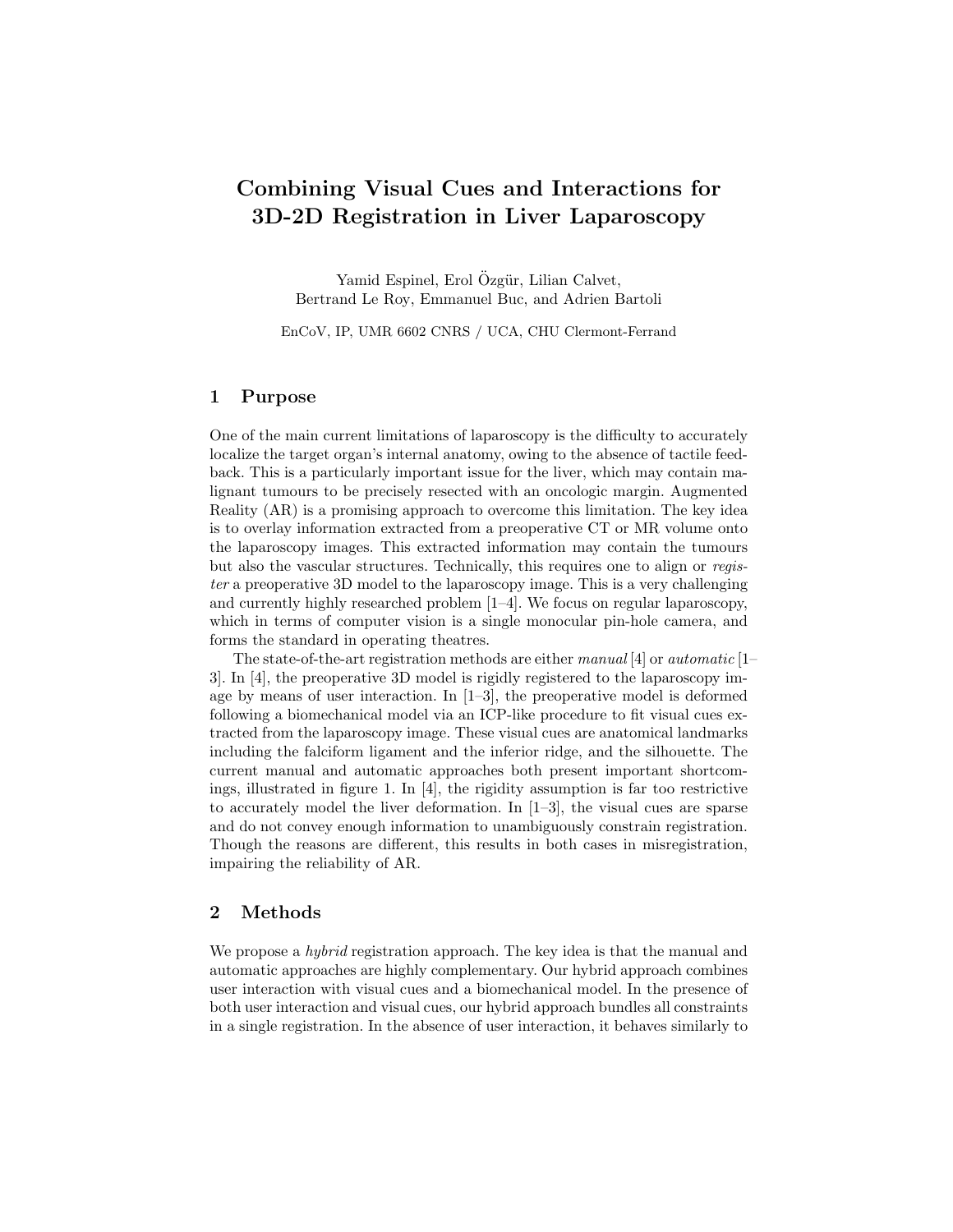# Combining Visual Cues and Interactions for 3D-2D Registration in Liver Laparoscopy

Yamid Espinel, Erol Özgür, Lilian Calvet,
Bertrand Le Roy, Emmanuel Buc, and Adrien Bartoli

EnCoV, IP, UMR 6602 CNRS / UCA, CHU Clermont-Ferrand

## 1 Purpose

One of the main current limitations of laparoscopy is the difficulty to accurately localize the target organ's internal anatomy, owing to the absence of tactile feedback. This is a particularly important issue for the liver, which may contain malignant tumours to be precisely resected with an oncologic margin. Augmented Reality (AR) is a promising approach to overcome this limitation. The key idea is to overlay information extracted from a preoperative CT or MR volume onto the laparoscopy images. This extracted information may contain the tumours but also the vascular structures. Technically, this requires one to align or *register* a preoperative 3D model to the laparoscopy image. This is a very challenging and currently highly researched problem [1–4]. We focus on regular laparoscopy, which in terms of computer vision is a single monocular pin-hole camera, and forms the standard in operating theatres.

The state-of-the-art registration methods are either *manual* [4] or *automatic* [1–3]. In [4], the preoperative 3D model is rigidly registered to the laparoscopy image by means of user interaction. In [1–3], the preoperative model is deformed following a biomechanical model via an ICP-like procedure to fit visual cues extracted from the laparoscopy image. These visual cues are anatomical landmarks including the falciform ligament and the inferior ridge, and the silhouette. The current manual and automatic approaches both present important shortcomings, illustrated in figure 1. In [4], the rigidity assumption is far too restrictive to accurately model the liver deformation. In [1–3], the visual cues are sparse and do not convey enough information to unambiguously constrain registration. Though the reasons are different, this results in both cases in misregistration, impairing the reliability of AR.

## 2 Methods

We propose a *hybrid* registration approach. The key idea is that the manual and automatic approaches are highly complementary. Our hybrid approach combines user interaction with visual cues and a biomechanical model. In the presence of both user interaction and visual cues, our hybrid approach bundles all constraints in a single registration. In the absence of user interaction, it behaves similarly to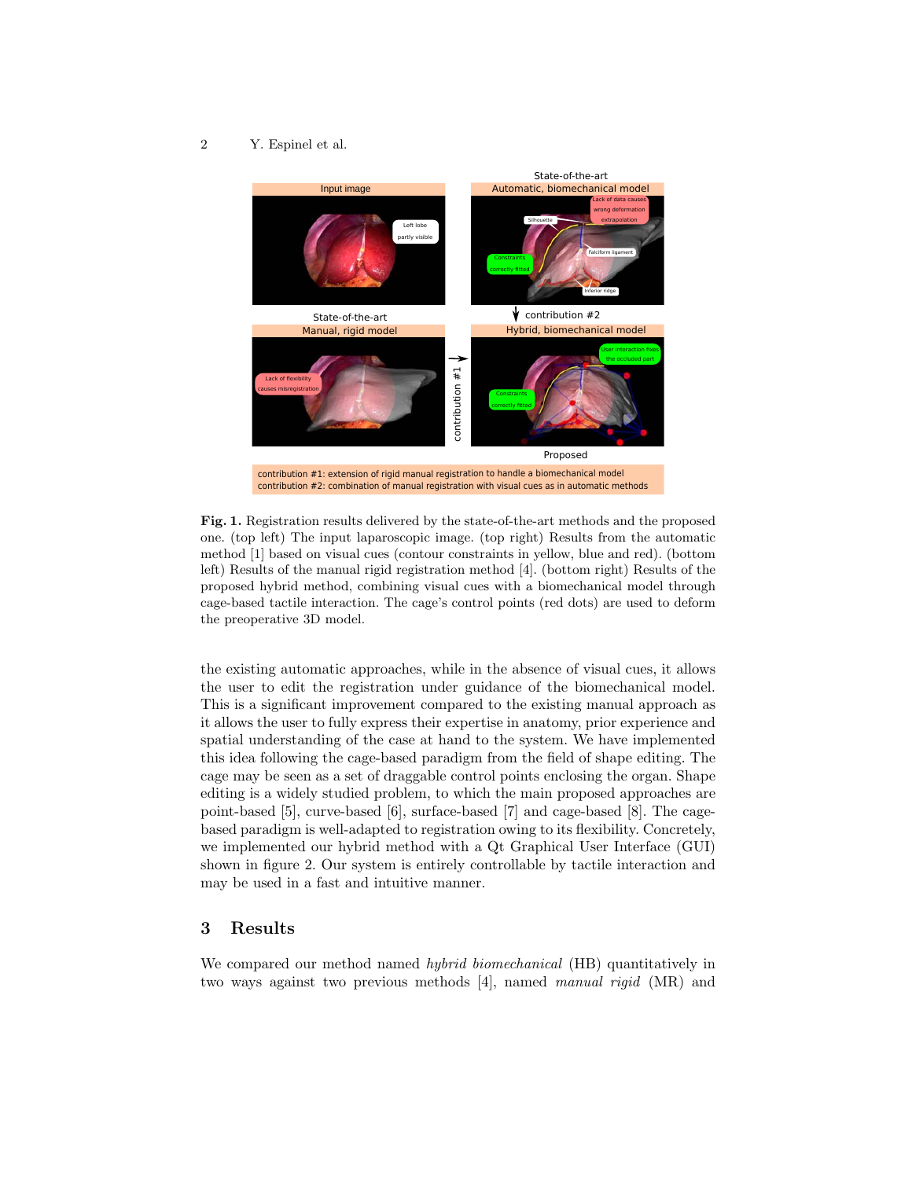**Fig. 1.** Registration results delivered by the state-of-the-art methods and the proposed one. (top left) The input laparoscopic image. (top right) Results from the automatic method [1] based on visual cues (contour constraints in yellow, blue and red). (bottom left) Results of the manual rigid registration method [4]. (bottom right) Results of the proposed hybrid method, combining visual cues with a biomechanical model through cage-based tactile interaction. The cage's control points (red dots) are used to deform the preoperative 3D model.

the existing automatic approaches, while in the absence of visual cues, it allows the user to edit the registration under guidance of the biomechanical model. This is a significant improvement compared to the existing manual approach as it allows the user to fully express their expertise in anatomy, prior experience and spatial understanding of the case at hand to the system. We have implemented this idea following the cage-based paradigm from the field of shape editing. The cage may be seen as a set of draggable control points enclosing the organ. Shape editing is a widely studied problem, to which the main proposed approaches are point-based [5], curve-based [6], surface-based [7] and cage-based [8]. The cage-based paradigm is well-adapted to registration owing to its flexibility. Concretely, we implemented our hybrid method with a Qt Graphical User Interface (GUI) shown in figure 2. Our system is entirely controllable by tactile interaction and may be used in a fast and intuitive manner.

## 3 Results

We compared our method named *hybrid biomechanical* (HB) quantitatively in two ways against two previous methods [4], named *manual rigid* (MR) and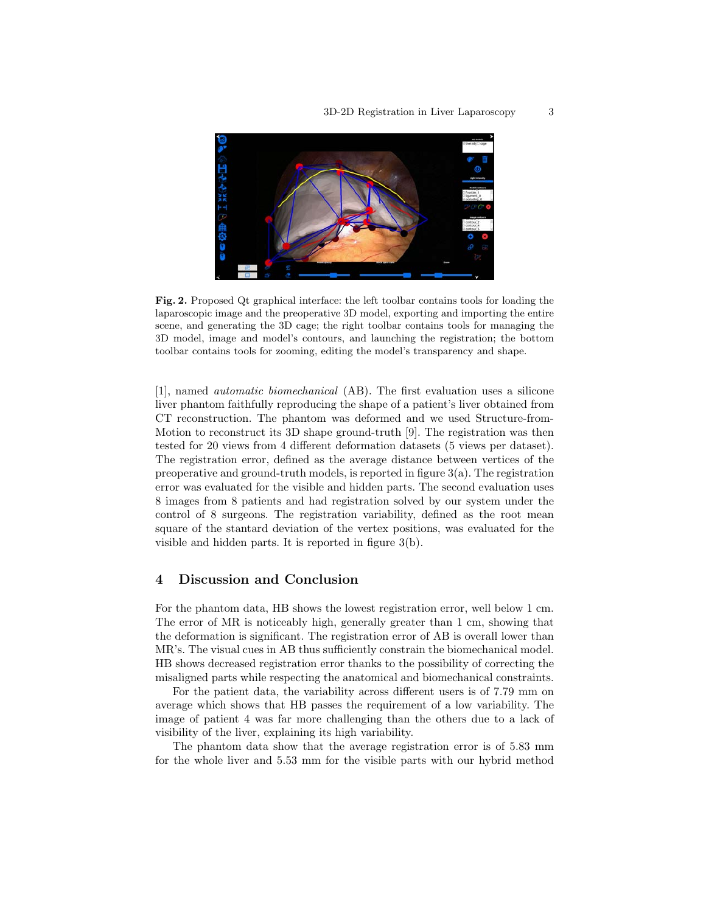**Fig. 2.** Proposed Qt graphical interface: the left toolbar contains tools for loading the laparoscopic image and the preoperative 3D model, exporting and importing the entire scene, and generating the 3D cage; the right toolbar contains tools for managing the 3D model, image and model's contours, and launching the registration; the bottom toolbar contains tools for zooming, editing the model's transparency and shape.

[1], named *automatic biomechanical* (AB). The first evaluation uses a silicone liver phantom faithfully reproducing the shape of a patient's liver obtained from CT reconstruction. The phantom was deformed and we used Structure-from-Motion to reconstruct its 3D shape ground-truth [9]. The registration was then tested for 20 views from 4 different deformation datasets (5 views per dataset). The registration error, defined as the average distance between vertices of the preoperative and ground-truth models, is reported in figure 3(a). The registration error was evaluated for the visible and hidden parts. The second evaluation uses 8 images from 8 patients and had registration solved by our system under the control of 8 surgeons. The registration variability, defined as the root mean square of the standard deviation of the vertex positions, was evaluated for the visible and hidden parts. It is reported in figure 3(b).

## 4 Discussion and Conclusion

For the phantom data, HB shows the lowest registration error, well below 1 cm. The error of MR is noticeably high, generally greater than 1 cm, showing that the deformation is significant. The registration error of AB is overall lower than MR's. The visual cues in AB thus sufficiently constrain the biomechanical model. HB shows decreased registration error thanks to the possibility of correcting the misaligned parts while respecting the anatomical and biomechanical constraints.

For the patient data, the variability across different users is of 7.79 mm on average which shows that HB passes the requirement of a low variability. The image of patient 4 was far more challenging than the others due to a lack of visibility of the liver, explaining its high variability.

The phantom data show that the average registration error is of 5.83 mm for the whole liver and 5.53 mm for the visible parts with our hybrid method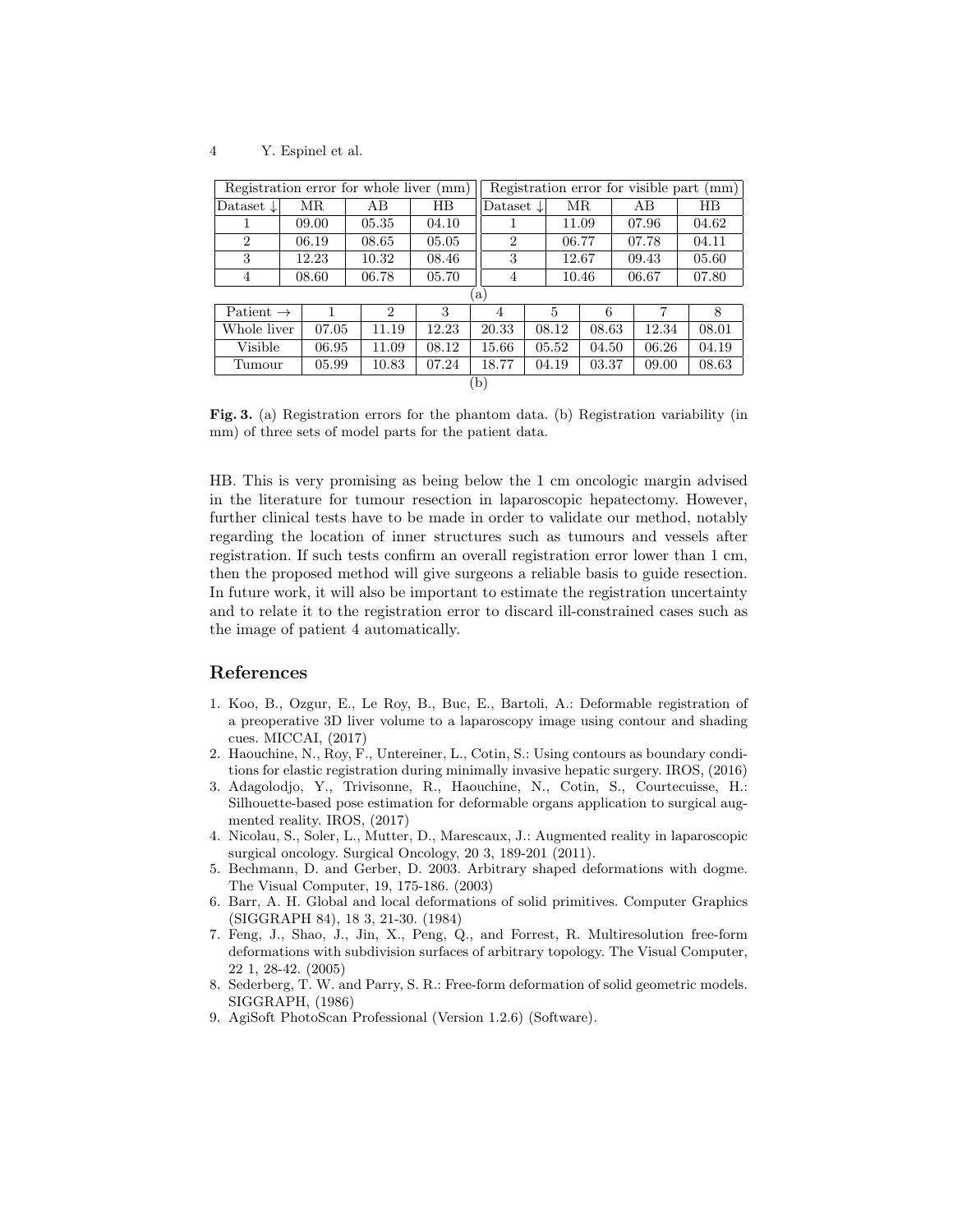| Registration error for whole liver (mm) | | | | Registration error for visible part (mm) | | | |
|---|---|---|---|---|---|---|---|
| Dataset ↓ | MR | AB | HB | Dataset ↓ | MR | AB | HB |
| 1 | 09.00 | 05.35 | 04.10 | 1 | 11.09 | 07.96 | 04.62 |
| 2 | 06.19 | 08.65 | 05.05 | 2 | 06.77 | 07.78 | 04.11 |
| 3 | 12.23 | 10.32 | 08.46 | 3 | 12.67 | 09.43 | 05.60 |
| 4 | 08.60 | 06.78 | 05.70 | 4 | 10.46 | 06.67 | 07.80 |

(a)

| Patient → | 1 | 2 | 3 | 4 | 5 | 6 | 7 | 8 |
|---|---|---|---|---|---|---|---|---|
| Whole liver | 07.05 | 11.19 | 12.23 | 20.33 | 08.12 | 08.63 | 12.34 | 08.01 |
| Visible | 06.95 | 11.09 | 08.12 | 15.66 | 05.52 | 04.50 | 06.26 | 04.19 |
| Tumour | 05.99 | 10.83 | 07.24 | 18.77 | 04.19 | 03.37 | 09.00 | 08.63 |

(b)

**Fig. 3.** (a) Registration errors for the phantom data. (b) Registration variability (in mm) of three sets of model parts for the patient data.

HB. This is very promising as being below the 1 cm oncologic margin advised in the literature for tumour resection in laparoscopic hepatectomy. However, further clinical tests have to be made in order to validate our method, notably regarding the location of inner structures such as tumours and vessels after registration. If such tests confirm an overall registration error lower than 1 cm, then the proposed method will give surgeons a reliable basis to guide resection. In future work, it will also be important to estimate the registration uncertainty and to relate it to the registration error to discard ill-constrained cases such as the image of patient 4 automatically.

## References

1. Koo, B., Ozgur, E., Le Roy, B., Buc, E., Bartoli, A.: Deformable registration of a preoperative 3D liver volume to a laparoscopy image using contour and shading cues. MICCAI, (2017)
2. Haouchine, N., Roy, F., Untereiner, L., Cotin, S.: Using contours as boundary conditions for elastic registration during minimally invasive hepatic surgery. IROS, (2016)
3. Adagolodjo, Y., Trivisonne, R., Haouchine, N., Cotin, S., Courtecuisse, H.: Silhouette-based pose estimation for deformable organs application to surgical augmented reality. IROS, (2017)
4. Nicolau, S., Soler, L., Mutter, D., Marescaux, J.: Augmented reality in laparoscopic surgical oncology. Surgical Oncology, 20 3, 189-201 (2011).
5. Bechmann, D. and Gerber, D. 2003. Arbitrary shaped deformations with dogme. The Visual Computer, 19, 175-186. (2003)
6. Barr, A. H. Global and local deformations of solid primitives. Computer Graphics (SIGGRAPH 84), 18 3, 21-30. (1984)
7. Feng, J., Shao, J., Jin, X., Peng, Q., and Forrest, R. Multiresolution free-form deformations with subdivision surfaces of arbitrary topology. The Visual Computer, 22 1, 28-42. (2005)
8. Sederberg, T. W. and Parry, S. R.: Free-form deformation of solid geometric models. SIGGRAPH, (1986)
9. AgiSoft PhotoScan Professional (Version 1.2.6) (Software).